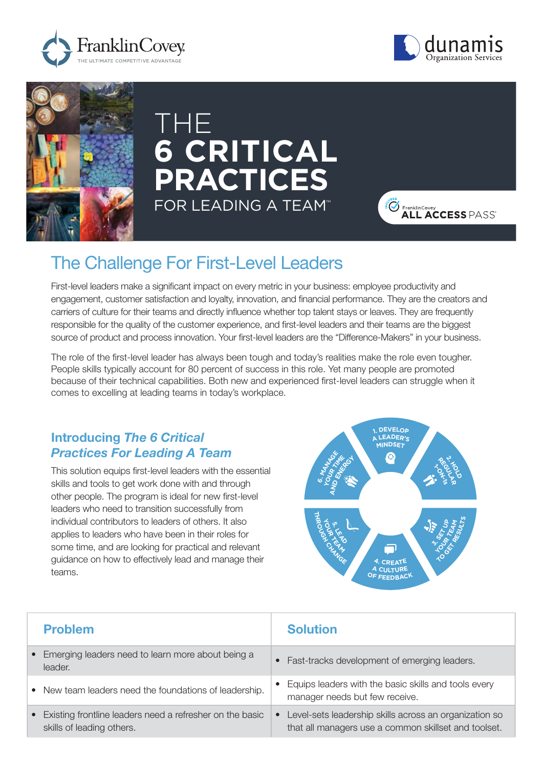# THE 6 CRITICAL PRACTICES FOR LEADING A TEAM™

FranklinCovey ALL ACCESS PASS®

## The Challenge For First-Level Leaders

First-level leaders make a significant impact on every metric in your business: employee productivity and engagement, customer satisfaction and loyalty, innovation, and financial performance. They are the creators and carriers of culture for their teams and directly influence whether top talent stays or leaves. They are frequently responsible for the quality of the customer experience, and first-level leaders and their teams are the biggest source of product and process innovation. Your first-level leaders are the "Difference-Makers" in your business.

The role of the first-level leader has always been tough and today's realities make the role even tougher. People skills typically account for 80 percent of success in this role. Yet many people are promoted because of their technical capabilities. Both new and experienced first-level leaders can struggle when it comes to excelling at leading teams in today's workplace.

### Introducing *The 6 Critical Practices For Leading A Team*

This solution equips first-level leaders with the essential skills and tools to get work done with and through other people. The program is ideal for new first-level leaders who need to transition successfully from individual contributors to leaders of others. It also applies to leaders who have been in their roles for some time, and are looking for practical and relevant guidance on how to effectively lead and manage their teams.

1. Develop a Leader's Mindset
2. Hold Regular 1-On-1s
3. Set Up Your Team to Get Results
4. Create a Culture of Feedback
5. Lead Your Team Through Change
6. Manage Your Time and Energy

| Problem | Solution |
|---|---|
| • Emerging leaders need to learn more about being a leader. | • Fast-tracks development of emerging leaders. |
| • New team leaders need the foundations of leadership. | • Equips leaders with the basic skills and tools every manager needs but few receive. |
| • Existing frontline leaders need a refresher on the basic skills of leading others. | • Level-sets leadership skills across an organization so that all managers use a common skillset and toolset. |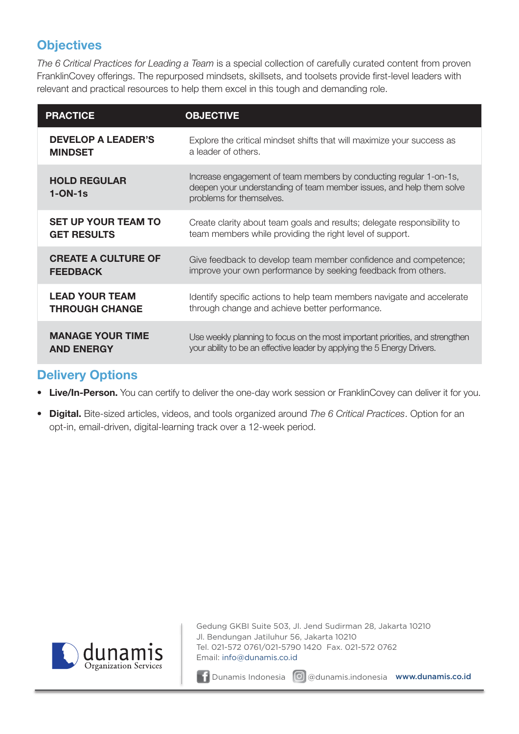## Objectives

*The 6 Critical Practices for Leading a Team* is a special collection of carefully curated content from proven FranklinCovey offerings. The repurposed mindsets, skillsets, and toolsets provide first-level leaders with relevant and practical resources to help them excel in this tough and demanding role.

| PRACTICE | OBJECTIVE |
|---|---|
| **DEVELOP A LEADER'S MINDSET** | Explore the critical mindset shifts that will maximize your success as a leader of others. |
| **HOLD REGULAR 1-ON-1s** | Increase engagement of team members by conducting regular 1-on-1s, deepen your understanding of team member issues, and help them solve problems for themselves. |
| **SET UP YOUR TEAM TO GET RESULTS** | Create clarity about team goals and results; delegate responsibility to team members while providing the right level of support. |
| **CREATE A CULTURE OF FEEDBACK** | Give feedback to develop team member confidence and competence; improve your own performance by seeking feedback from others. |
| **LEAD YOUR TEAM THROUGH CHANGE** | Identify specific actions to help team members navigate and accelerate through change and achieve better performance. |
| **MANAGE YOUR TIME AND ENERGY** | Use weekly planning to focus on the most important priorities, and strengthen your ability to be an effective leader by applying the 5 Energy Drivers. |

## Delivery Options

- **Live/In-Person.** You can certify to deliver the one-day work session or FranklinCovey can deliver it for you.
- **Digital.** Bite-sized articles, videos, and tools organized around *The 6 Critical Practices*. Option for an opt-in, email-driven, digital-learning track over a 12-week period.

dunamis Organization Services

Gedung GKBI Suite 503, Jl. Jend Sudirman 28, Jakarta 10210
Jl. Bendungan Jatiluhur 56, Jakarta 10210
Tel. 021-572 0761/021-5790 1420 Fax. 021-572 0762
Email: info@dunamis.co.id

Dunamis Indonesia @dunamis.indonesia www.dunamis.co.id